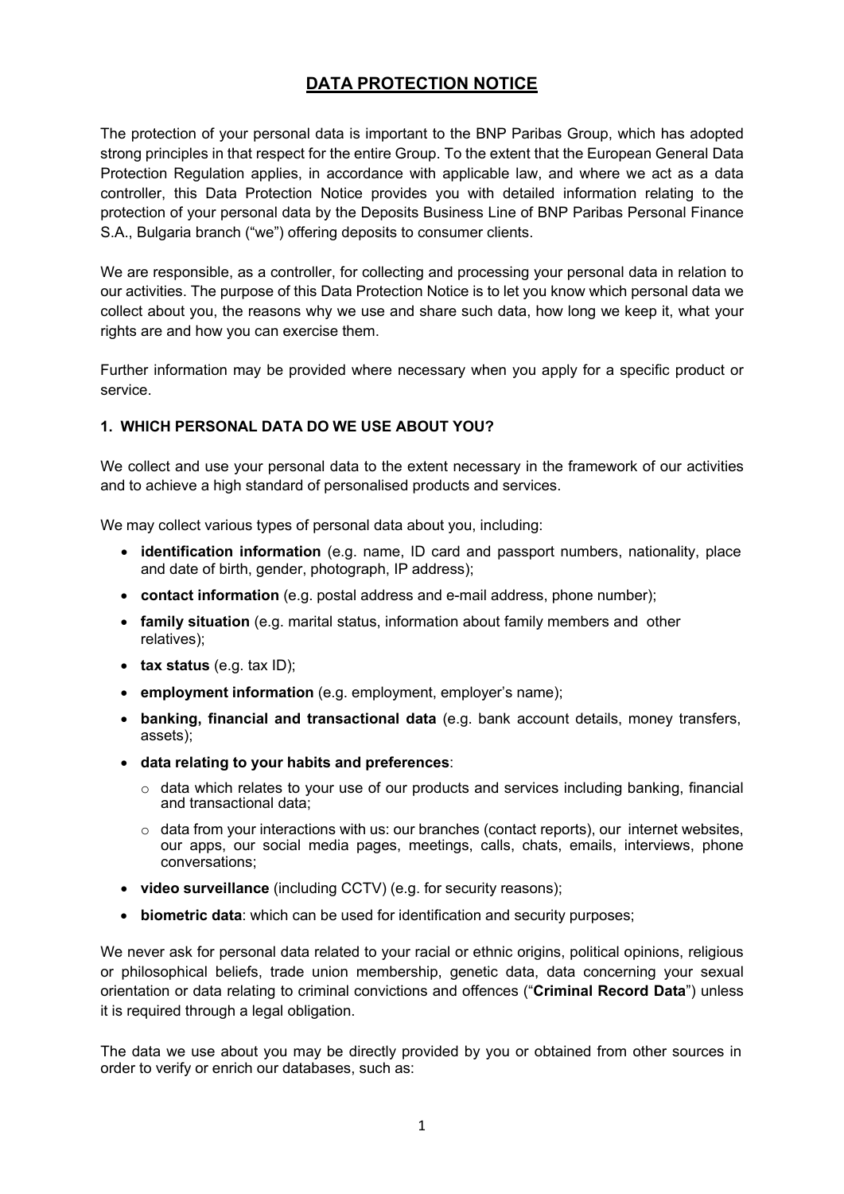# DATA PROTECTION NOTICE

The protection of your personal data is important to the BNP Paribas Group, which has adopted strong principles in that respect for the entire Group. To the extent that the European General Data Protection Regulation applies, in accordance with applicable law, and where we act as a data controller, this Data Protection Notice provides you with detailed information relating to the protection of your personal data by the Deposits Business Line of BNP Paribas Personal Finance S.A., Bulgaria branch ("we") offering deposits to consumer clients.

We are responsible, as a controller, for collecting and processing your personal data in relation to our activities. The purpose of this Data Protection Notice is to let you know which personal data we collect about you, the reasons why we use and share such data, how long we keep it, what your rights are and how you can exercise them.

Further information may be provided where necessary when you apply for a specific product or service.

## 1. WHICH PERSONAL DATA DO WE USE ABOUT YOU?

We collect and use your personal data to the extent necessary in the framework of our activities and to achieve a high standard of personalised products and services.

We may collect various types of personal data about you, including:

- **identification information** (e.g. name, ID card and passport numbers, nationality, place and date of birth, gender, photograph, IP address);
- **contact information** (e.g. postal address and e-mail address, phone number);
- **family situation** (e.g. marital status, information about family members and other relatives);
- **tax status** (e.g. tax ID);
- **employment information** (e.g. employment, employer's name);
- **banking, financial and transactional data** (e.g. bank account details, money transfers, assets);
- **data relating to your habits and preferences**:
  - data which relates to your use of our products and services including banking, financial and transactional data;
  - data from your interactions with us: our branches (contact reports), our internet websites, our apps, our social media pages, meetings, calls, chats, emails, interviews, phone conversations;
- **video surveillance** (including CCTV) (e.g. for security reasons);
- **biometric data**: which can be used for identification and security purposes;

We never ask for personal data related to your racial or ethnic origins, political opinions, religious or philosophical beliefs, trade union membership, genetic data, data concerning your sexual orientation or data relating to criminal convictions and offences ("**Criminal Record Data**") unless it is required through a legal obligation.

The data we use about you may be directly provided by you or obtained from other sources in order to verify or enrich our databases, such as: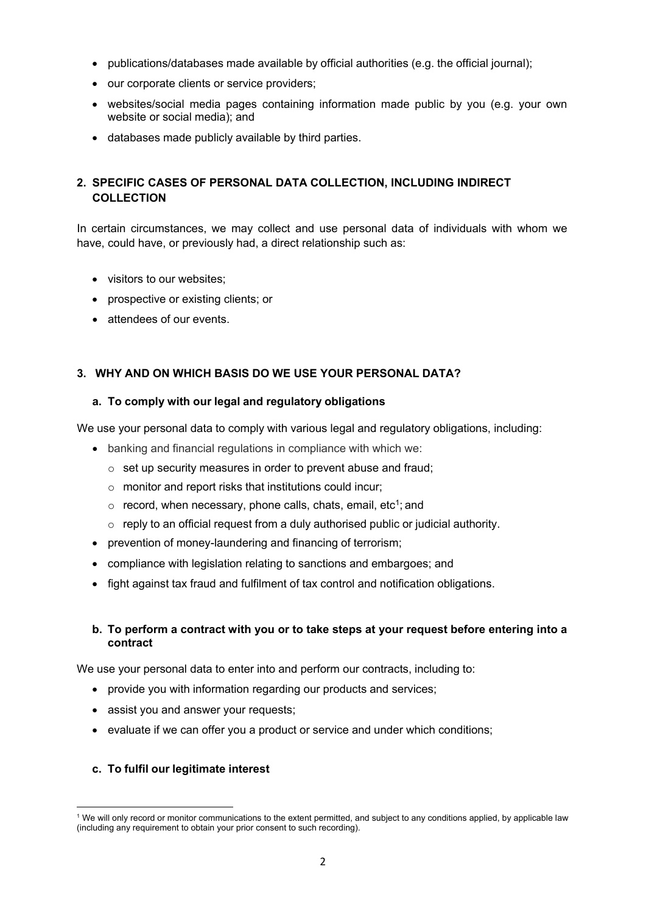- publications/databases made available by official authorities (e.g. the official journal);
- our corporate clients or service providers;
- websites/social media pages containing information made public by you (e.g. your own website or social media); and
- databases made publicly available by third parties.

## 2. SPECIFIC CASES OF PERSONAL DATA COLLECTION, INCLUDING INDIRECT COLLECTION

In certain circumstances, we may collect and use personal data of individuals with whom we have, could have, or previously had, a direct relationship such as:

- visitors to our websites;
- prospective or existing clients; or
- attendees of our events.

## 3. WHY AND ON WHICH BASIS DO WE USE YOUR PERSONAL DATA?

### a. To comply with our legal and regulatory obligations

We use your personal data to comply with various legal and regulatory obligations, including:

- banking and financial regulations in compliance with which we:
  - set up security measures in order to prevent abuse and fraud;
  - monitor and report risks that institutions could incur;
  - record, when necessary, phone calls, chats, email, etc[1]; and
  - reply to an official request from a duly authorised public or judicial authority.
- prevention of money-laundering and financing of terrorism;
- compliance with legislation relating to sanctions and embargoes; and
- fight against tax fraud and fulfilment of tax control and notification obligations.

### b. To perform a contract with you or to take steps at your request before entering into a contract

We use your personal data to enter into and perform our contracts, including to:

- provide you with information regarding our products and services;
- assist you and answer your requests;
- evaluate if we can offer you a product or service and under which conditions;

### c. To fulfil our legitimate interest

[1] We will only record or monitor communications to the extent permitted, and subject to any conditions applied, by applicable law (including any requirement to obtain your prior consent to such recording).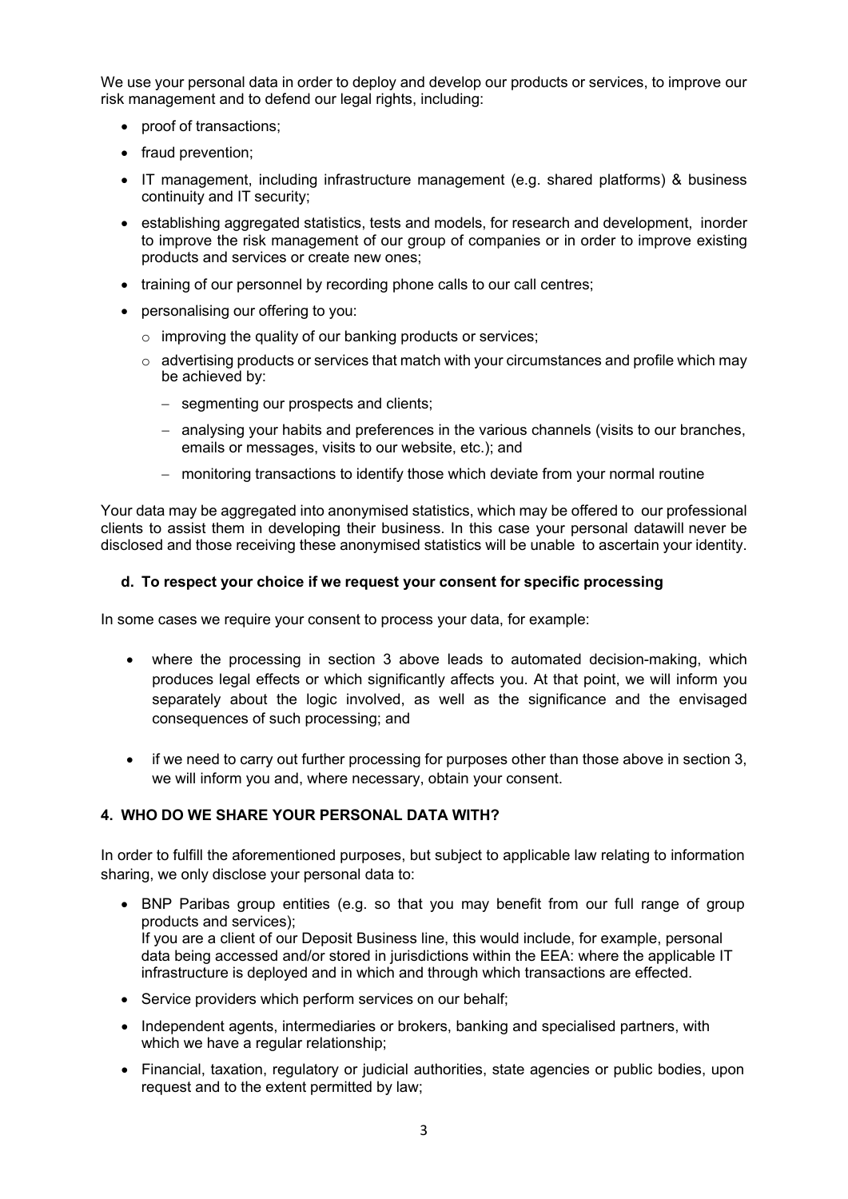We use your personal data in order to deploy and develop our products or services, to improve our risk management and to defend our legal rights, including:

- proof of transactions;
- fraud prevention;
- IT management, including infrastructure management (e.g. shared platforms) & business continuity and IT security;
- establishing aggregated statistics, tests and models, for research and development, inorder to improve the risk management of our group of companies or in order to improve existing products and services or create new ones;
- training of our personnel by recording phone calls to our call centres;
- personalising our offering to you:
  - improving the quality of our banking products or services;
  - advertising products or services that match with your circumstances and profile which may be achieved by:
    - segmenting our prospects and clients;
    - analysing your habits and preferences in the various channels (visits to our branches, emails or messages, visits to our website, etc.); and
    - monitoring transactions to identify those which deviate from your normal routine

Your data may be aggregated into anonymised statistics, which may be offered to our professional clients to assist them in developing their business. In this case your personal datawill never be disclosed and those receiving these anonymised statistics will be unable to ascertain your identity.

### d. To respect your choice if we request your consent for specific processing

In some cases we require your consent to process your data, for example:

- where the processing in section 3 above leads to automated decision-making, which produces legal effects or which significantly affects you. At that point, we will inform you separately about the logic involved, as well as the significance and the envisaged consequences of such processing; and
- if we need to carry out further processing for purposes other than those above in section 3, we will inform you and, where necessary, obtain your consent.

## 4. WHO DO WE SHARE YOUR PERSONAL DATA WITH?

In order to fulfill the aforementioned purposes, but subject to applicable law relating to information sharing, we only disclose your personal data to:

- BNP Paribas group entities (e.g. so that you may benefit from our full range of group products and services);
  If you are a client of our Deposit Business line, this would include, for example, personal data being accessed and/or stored in jurisdictions within the EEA: where the applicable IT infrastructure is deployed and in which and through which transactions are effected.
- Service providers which perform services on our behalf;
- Independent agents, intermediaries or brokers, banking and specialised partners, with which we have a regular relationship;
- Financial, taxation, regulatory or judicial authorities, state agencies or public bodies, upon request and to the extent permitted by law;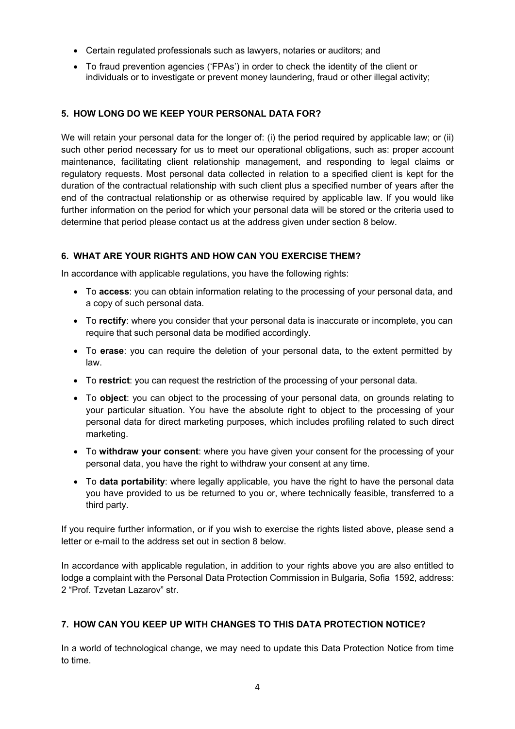- Certain regulated professionals such as lawyers, notaries or auditors; and
- To fraud prevention agencies ('FPAs') in order to check the identity of the client or individuals or to investigate or prevent money laundering, fraud or other illegal activity;

## 5. HOW LONG DO WE KEEP YOUR PERSONAL DATA FOR?

We will retain your personal data for the longer of: (i) the period required by applicable law; or (ii) such other period necessary for us to meet our operational obligations, such as: proper account maintenance, facilitating client relationship management, and responding to legal claims or regulatory requests. Most personal data collected in relation to a specified client is kept for the duration of the contractual relationship with such client plus a specified number of years after the end of the contractual relationship or as otherwise required by applicable law. If you would like further information on the period for which your personal data will be stored or the criteria used to determine that period please contact us at the address given under section 8 below.

## 6. WHAT ARE YOUR RIGHTS AND HOW CAN YOU EXERCISE THEM?

In accordance with applicable regulations, you have the following rights:

- To **access**: you can obtain information relating to the processing of your personal data, and a copy of such personal data.
- To **rectify**: where you consider that your personal data is inaccurate or incomplete, you can require that such personal data be modified accordingly.
- To **erase**: you can require the deletion of your personal data, to the extent permitted by law.
- To **restrict**: you can request the restriction of the processing of your personal data.
- To **object**: you can object to the processing of your personal data, on grounds relating to your particular situation. You have the absolute right to object to the processing of your personal data for direct marketing purposes, which includes profiling related to such direct marketing.
- To **withdraw your consent**: where you have given your consent for the processing of your personal data, you have the right to withdraw your consent at any time.
- To **data portability**: where legally applicable, you have the right to have the personal data you have provided to us be returned to you or, where technically feasible, transferred to a third party.

If you require further information, or if you wish to exercise the rights listed above, please send a letter or e-mail to the address set out in section 8 below.

In accordance with applicable regulation, in addition to your rights above you are also entitled to lodge a complaint with the Personal Data Protection Commission in Bulgaria, Sofia 1592, address: 2 "Prof. Tzvetan Lazarov" str.

## 7. HOW CAN YOU KEEP UP WITH CHANGES TO THIS DATA PROTECTION NOTICE?

In a world of technological change, we may need to update this Data Protection Notice from time to time.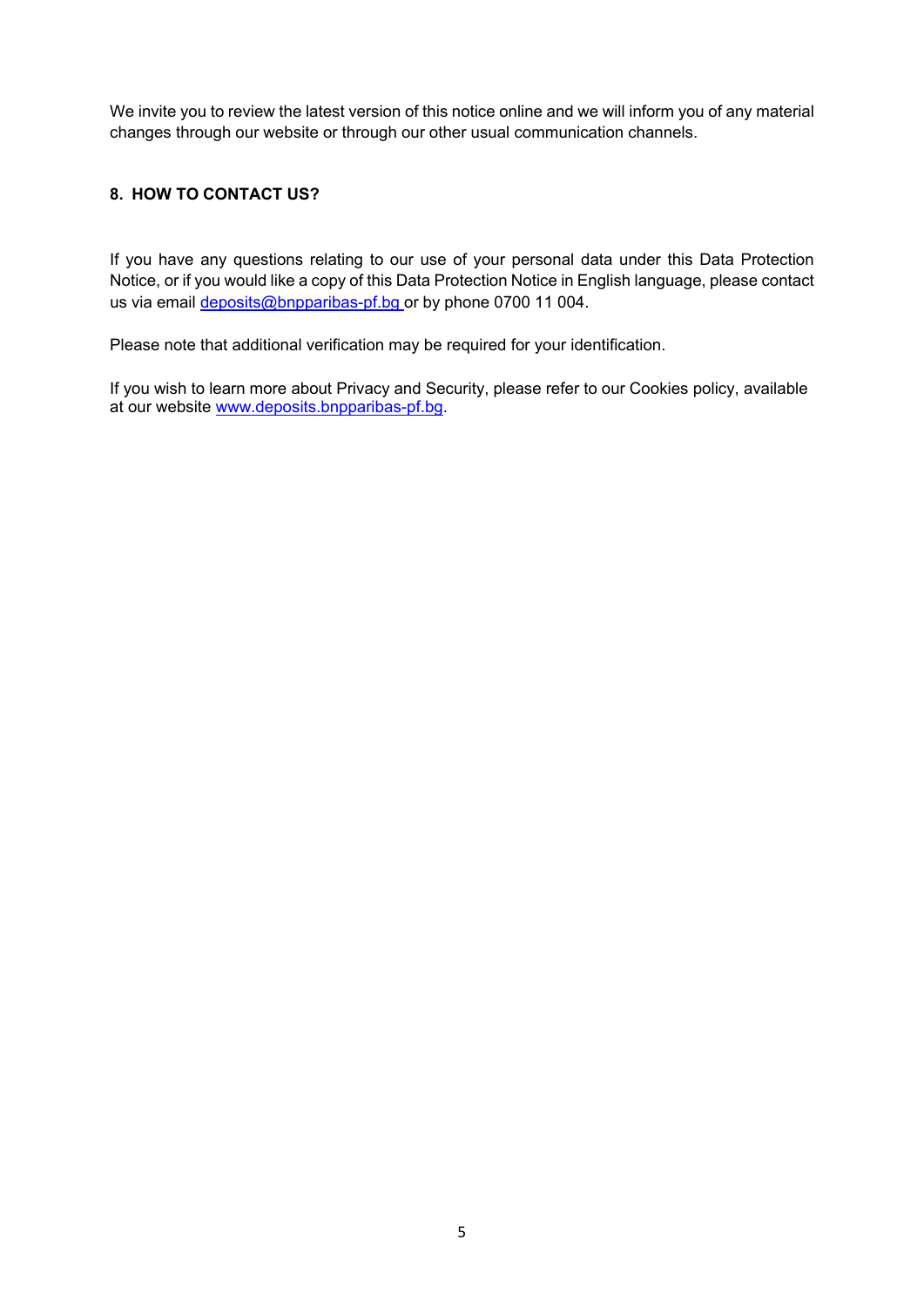We invite you to review the latest version of this notice online and we will inform you of any material changes through our website or through our other usual communication channels.

## 8. HOW TO CONTACT US?

If you have any questions relating to our use of your personal data under this Data Protection Notice, or if you would like a copy of this Data Protection Notice in English language, please contact us via email deposits@bnpparibas-pf.bg or by phone 0700 11 004.

Please note that additional verification may be required for your identification.

If you wish to learn more about Privacy and Security, please refer to our Cookies policy, available at our website www.deposits.bnpparibas-pf.bg.